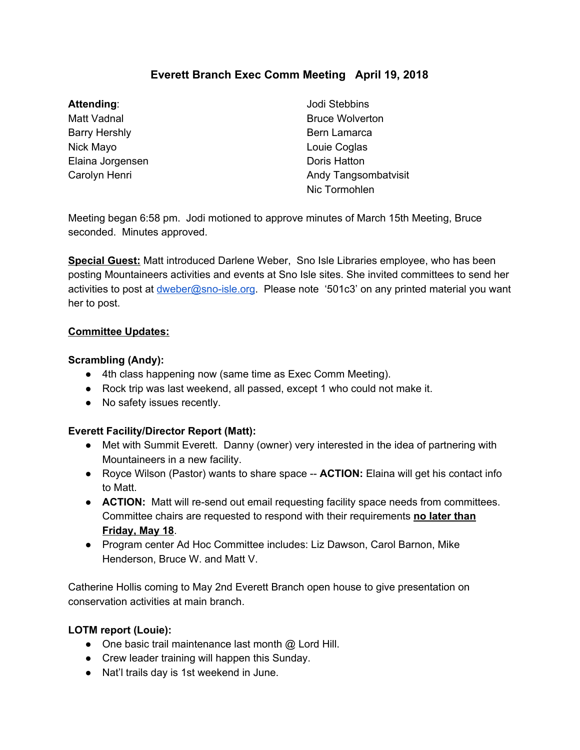# Everett Branch Exec Comm Meeting April 19, 2018

**Attending**:
Matt Vadnal
Barry Hershly
Nick Mayo
Elaina Jorgensen
Carolyn Henri
Jodi Stebbins
Bruce Wolverton
Bern Lamarca
Louie Coglas
Doris Hatton
Andy Tangsombatvisit
Nic Tormohlen

Meeting began 6:58 pm. Jodi motioned to approve minutes of March 15th Meeting, Bruce seconded. Minutes approved.

**Special Guest:** Matt introduced Darlene Weber, Sno Isle Libraries employee, who has been posting Mountaineers activities and events at Sno Isle sites. She invited committees to send her activities to post at dweber@sno-isle.org. Please note '501c3' on any printed material you want her to post.

**Committee Updates:**

**Scrambling (Andy):**

- 4th class happening now (same time as Exec Comm Meeting).
- Rock trip was last weekend, all passed, except 1 who could not make it.
- No safety issues recently.

**Everett Facility/Director Report (Matt):**

- Met with Summit Everett. Danny (owner) very interested in the idea of partnering with Mountaineers in a new facility.
- Royce Wilson (Pastor) wants to share space -- **ACTION:** Elaina will get his contact info to Matt.
- **ACTION:** Matt will re-send out email requesting facility space needs from committees. Committee chairs are requested to respond with their requirements **no later than Friday, May 18**.
- Program center Ad Hoc Committee includes: Liz Dawson, Carol Barnon, Mike Henderson, Bruce W. and Matt V.

Catherine Hollis coming to May 2nd Everett Branch open house to give presentation on conservation activities at main branch.

**LOTM report (Louie):**

- One basic trail maintenance last month @ Lord Hill.
- Crew leader training will happen this Sunday.
- Nat'l trails day is 1st weekend in June.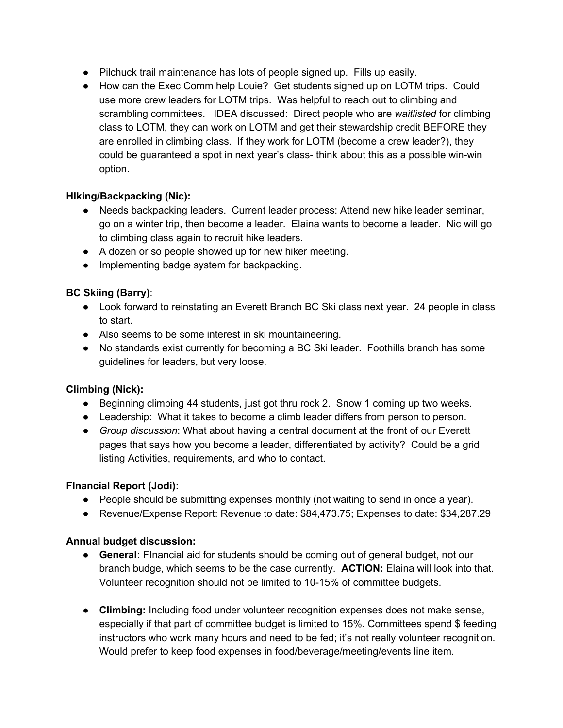- Pilchuck trail maintenance has lots of people signed up. Fills up easily.
- How can the Exec Comm help Louie? Get students signed up on LOTM trips. Could use more crew leaders for LOTM trips. Was helpful to reach out to climbing and scrambling committees. IDEA discussed: Direct people who are *waitlisted* for climbing class to LOTM, they can work on LOTM and get their stewardship credit BEFORE they are enrolled in climbing class. If they work for LOTM (become a crew leader?), they could be guaranteed a spot in next year's class- think about this as a possible win-win option.

**HIking/Backpacking (Nic):**

- Needs backpacking leaders. Current leader process: Attend new hike leader seminar, go on a winter trip, then become a leader. Elaina wants to become a leader. Nic will go to climbing class again to recruit hike leaders.
- A dozen or so people showed up for new hiker meeting.
- Implementing badge system for backpacking.

**BC Skiing (Barry)**:

- Look forward to reinstating an Everett Branch BC Ski class next year. 24 people in class to start.
- Also seems to be some interest in ski mountaineering.
- No standards exist currently for becoming a BC Ski leader. Foothills branch has some guidelines for leaders, but very loose.

**Climbing (Nick):**

- Beginning climbing 44 students, just got thru rock 2. Snow 1 coming up two weeks.
- Leadership: What it takes to become a climb leader differs from person to person.
- *Group discussion*: What about having a central document at the front of our Everett pages that says how you become a leader, differentiated by activity? Could be a grid listing Activities, requirements, and who to contact.

**FInancial Report (Jodi):**

- People should be submitting expenses monthly (not waiting to send in once a year).
- Revenue/Expense Report: Revenue to date: $84,473.75; Expenses to date: $34,287.29

**Annual budget discussion:**

- **General:** FInancial aid for students should be coming out of general budget, not our branch budge, which seems to be the case currently. **ACTION:** Elaina will look into that. Volunteer recognition should not be limited to 10-15% of committee budgets.

- **Climbing:** Including food under volunteer recognition expenses does not make sense, especially if that part of committee budget is limited to 15%. Committees spend $ feeding instructors who work many hours and need to be fed; it's not really volunteer recognition. Would prefer to keep food expenses in food/beverage/meeting/events line item.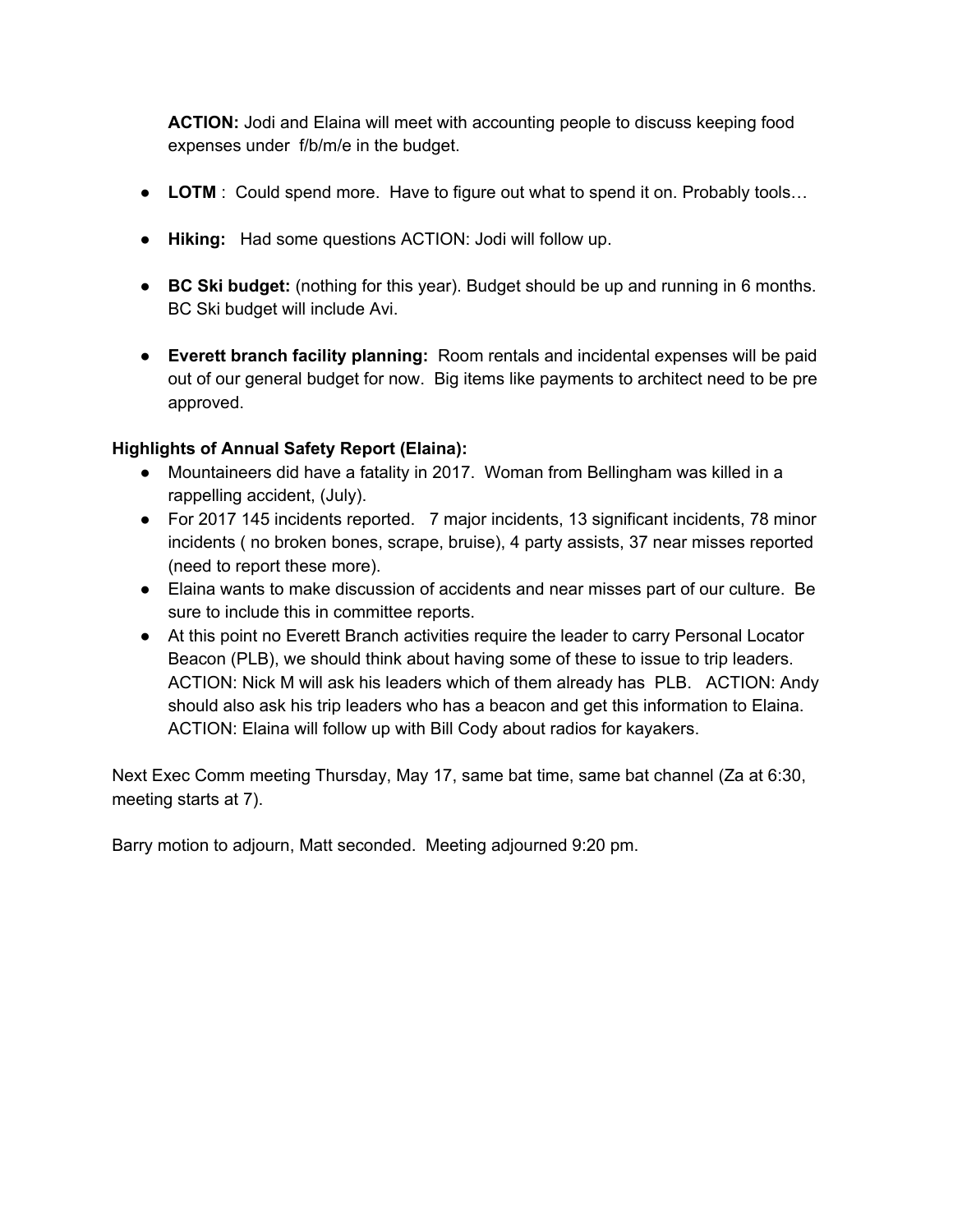**ACTION:** Jodi and Elaina will meet with accounting people to discuss keeping food expenses under f/b/m/e in the budget.

- **LOTM** : Could spend more. Have to figure out what to spend it on. Probably tools…

- **Hiking:** Had some questions ACTION: Jodi will follow up.

- **BC Ski budget:** (nothing for this year). Budget should be up and running in 6 months. BC Ski budget will include Avi.

- **Everett branch facility planning:** Room rentals and incidental expenses will be paid out of our general budget for now. Big items like payments to architect need to be pre approved.

**Highlights of Annual Safety Report (Elaina):**

- Mountaineers did have a fatality in 2017. Woman from Bellingham was killed in a rappelling accident, (July).
- For 2017 145 incidents reported. 7 major incidents, 13 significant incidents, 78 minor incidents ( no broken bones, scrape, bruise), 4 party assists, 37 near misses reported (need to report these more).
- Elaina wants to make discussion of accidents and near misses part of our culture. Be sure to include this in committee reports.
- At this point no Everett Branch activities require the leader to carry Personal Locator Beacon (PLB), we should think about having some of these to issue to trip leaders. ACTION: Nick M will ask his leaders which of them already has PLB. ACTION: Andy should also ask his trip leaders who has a beacon and get this information to Elaina. ACTION: Elaina will follow up with Bill Cody about radios for kayakers.

Next Exec Comm meeting Thursday, May 17, same bat time, same bat channel (Za at 6:30, meeting starts at 7).

Barry motion to adjourn, Matt seconded. Meeting adjourned 9:20 pm.